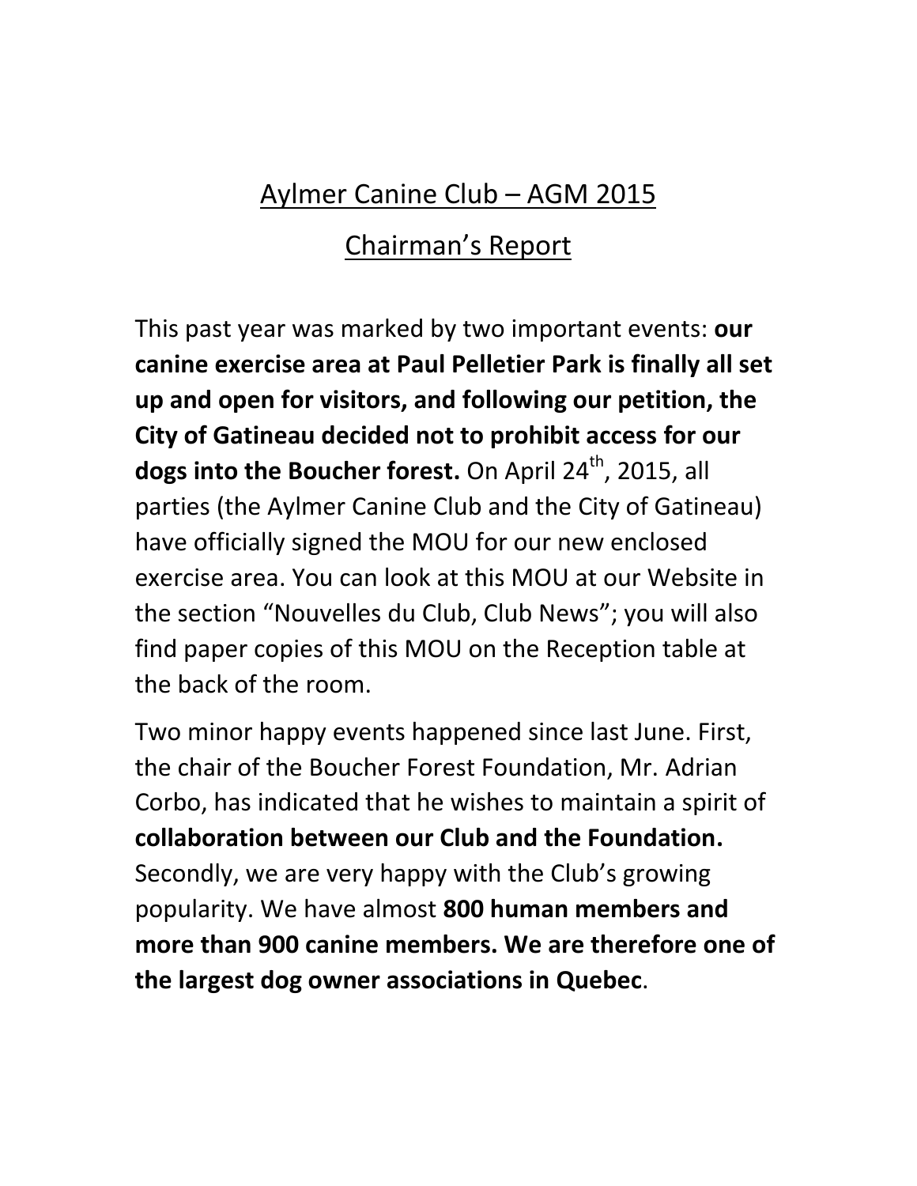# Aylmer Canine Club – AGM 2015

## Chairman's Report

This past year was marked by two important events: **our canine exercise area at Paul Pelletier Park is finally all set up and open for visitors, and following our petition, the City of Gatineau decided not to prohibit access for our dogs into the Boucher forest.** On April 24th, 2015, all parties (the Aylmer Canine Club and the City of Gatineau) have officially signed the MOU for our new enclosed exercise area. You can look at this MOU at our Website in the section "Nouvelles du Club, Club News"; you will also find paper copies of this MOU on the Reception table at the back of the room.

Two minor happy events happened since last June. First, the chair of the Boucher Forest Foundation, Mr. Adrian Corbo, has indicated that he wishes to maintain a spirit of **collaboration between our Club and the Foundation.** Secondly, we are very happy with the Club's growing popularity. We have almost **800 human members and more than 900 canine members. We are therefore one of the largest dog owner associations in Quebec**.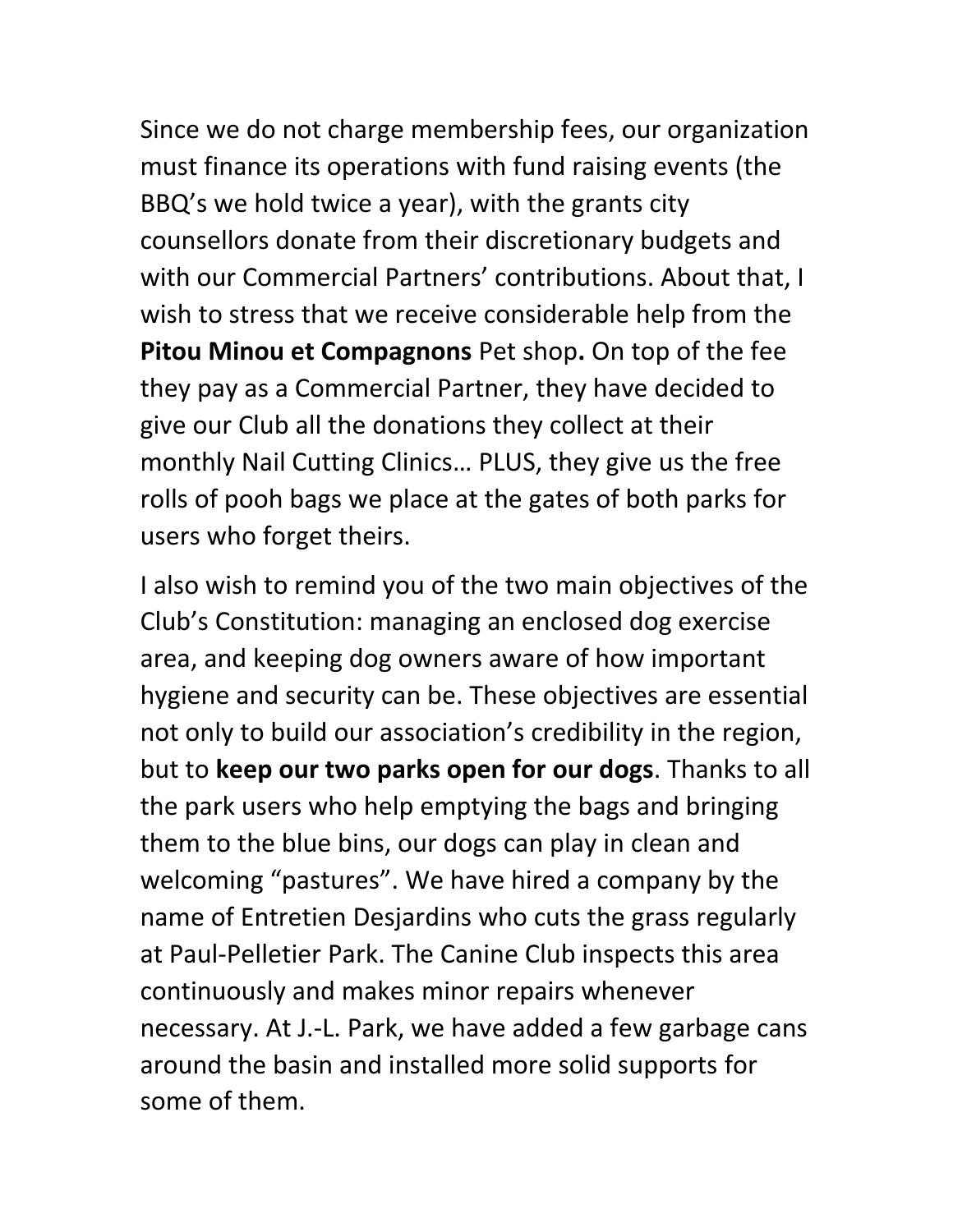Since we do not charge membership fees, our organization must finance its operations with fund raising events (the BBQ's we hold twice a year), with the grants city counsellors donate from their discretionary budgets and with our Commercial Partners' contributions. About that, I wish to stress that we receive considerable help from the **Pitou Minou et Compagnons** Pet shop**.** On top of the fee they pay as a Commercial Partner, they have decided to give our Club all the donations they collect at their monthly Nail Cutting Clinics… PLUS, they give us the free rolls of pooh bags we place at the gates of both parks for users who forget theirs.

I also wish to remind you of the two main objectives of the Club's Constitution: managing an enclosed dog exercise area, and keeping dog owners aware of how important hygiene and security can be. These objectives are essential not only to build our association's credibility in the region, but to **keep our two parks open for our dogs**. Thanks to all the park users who help emptying the bags and bringing them to the blue bins, our dogs can play in clean and welcoming "pastures". We have hired a company by the name of Entretien Desjardins who cuts the grass regularly at Paul-Pelletier Park. The Canine Club inspects this area continuously and makes minor repairs whenever necessary. At J.-L. Park, we have added a few garbage cans around the basin and installed more solid supports for some of them.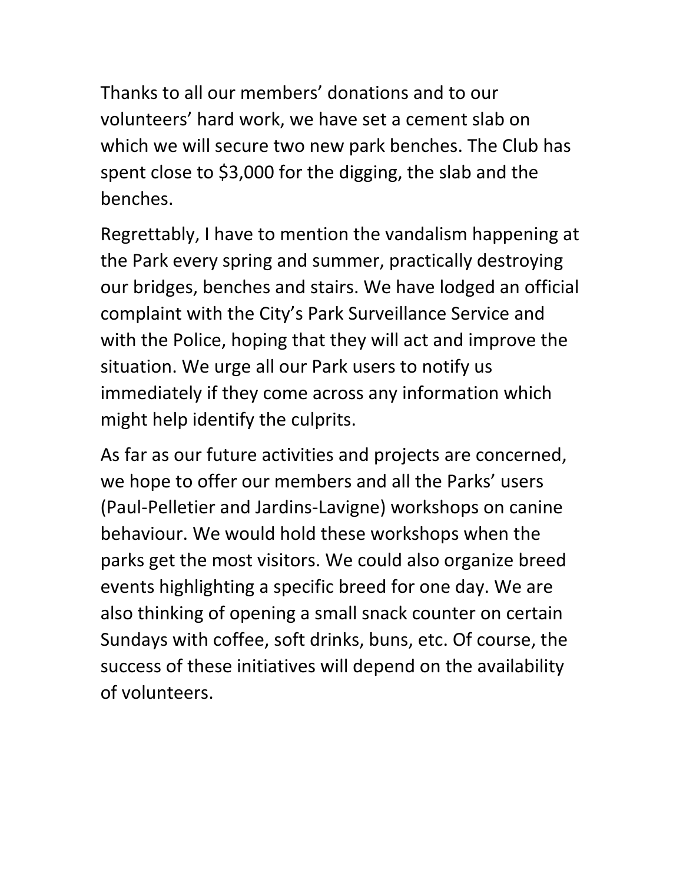Thanks to all our members' donations and to our volunteers' hard work, we have set a cement slab on which we will secure two new park benches. The Club has spent close to $3,000 for the digging, the slab and the benches.

Regrettably, I have to mention the vandalism happening at the Park every spring and summer, practically destroying our bridges, benches and stairs. We have lodged an official complaint with the City's Park Surveillance Service and with the Police, hoping that they will act and improve the situation. We urge all our Park users to notify us immediately if they come across any information which might help identify the culprits.

As far as our future activities and projects are concerned, we hope to offer our members and all the Parks' users (Paul-Pelletier and Jardins-Lavigne) workshops on canine behaviour. We would hold these workshops when the parks get the most visitors. We could also organize breed events highlighting a specific breed for one day. We are also thinking of opening a small snack counter on certain Sundays with coffee, soft drinks, buns, etc. Of course, the success of these initiatives will depend on the availability of volunteers.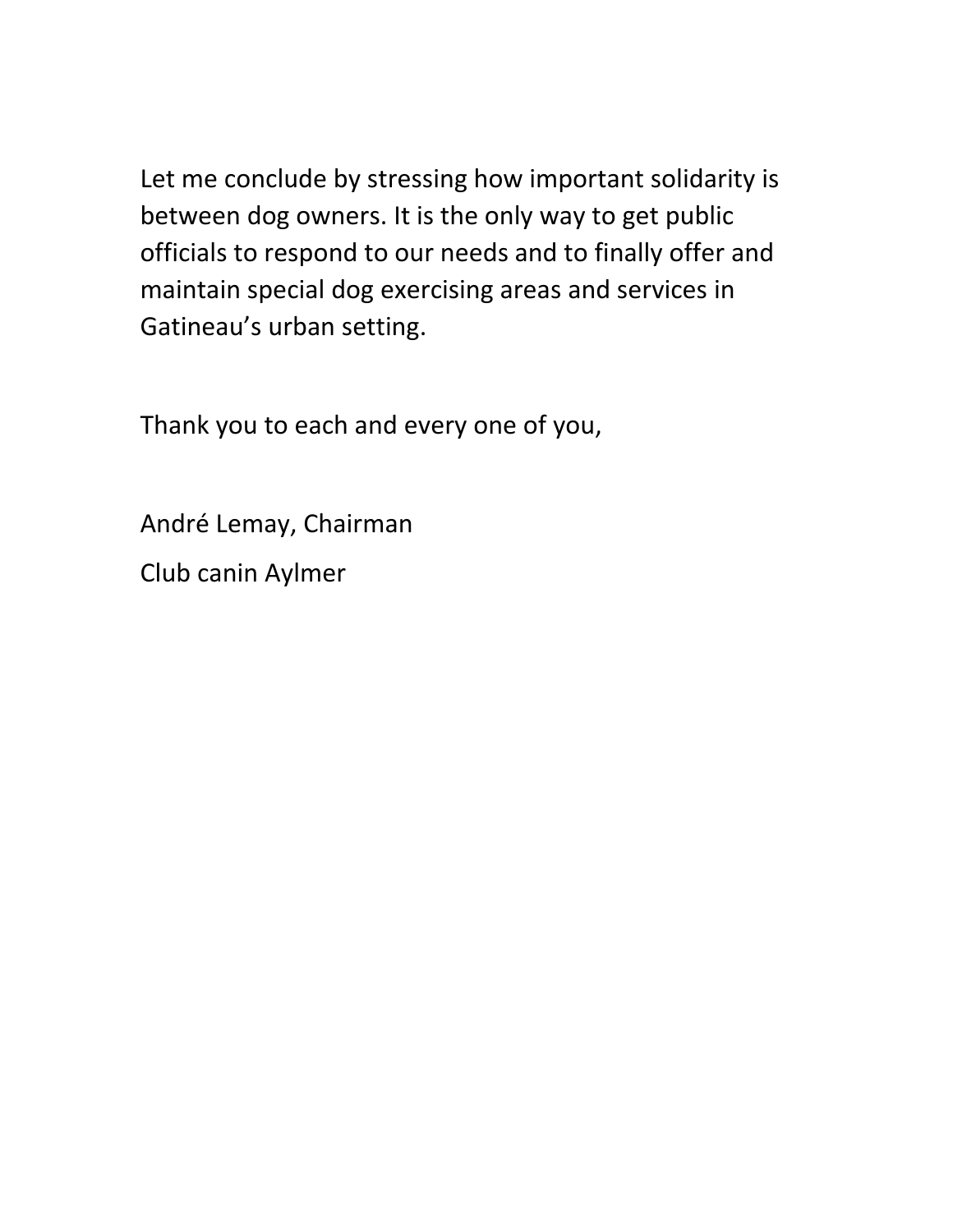Let me conclude by stressing how important solidarity is between dog owners. It is the only way to get public officials to respond to our needs and to finally offer and maintain special dog exercising areas and services in Gatineau's urban setting.

Thank you to each and every one of you,

André Lemay, Chairman

Club canin Aylmer